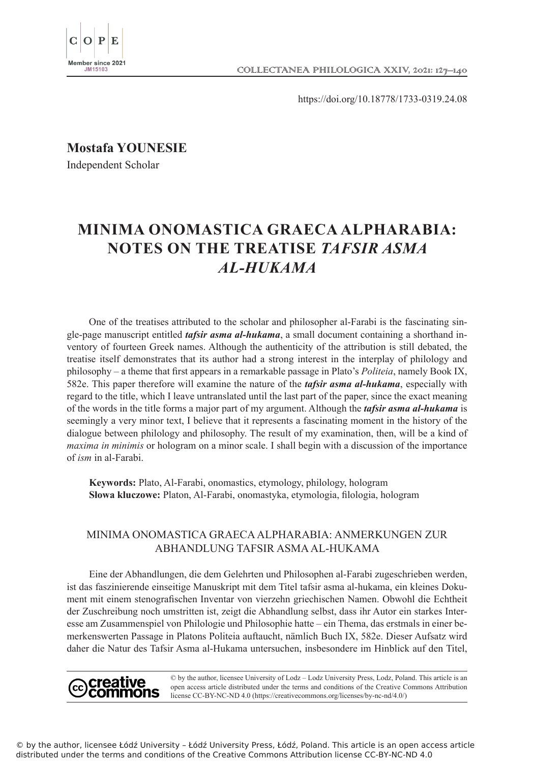https://doi.org/10.18778/1733-0319.24.08

**Mostafa YOUNESIE**
Independent Scholar

# MINIMA ONOMASTICA GRAECA ALPHARABIA: NOTES ON THE TREATISE *TAFSIR ASMA AL-HUKAMA*

One of the treatises attributed to the scholar and philosopher al-Farabi is the fascinating single-page manuscript entitled ***tafsir asma al-hukama***, a small document containing a shorthand inventory of fourteen Greek names. Although the authenticity of the attribution is still debated, the treatise itself demonstrates that its author had a strong interest in the interplay of philology and philosophy – a theme that first appears in a remarkable passage in Plato's *Politeia*, namely Book IX, 582e. This paper therefore will examine the nature of the ***tafsir asma al-hukama***, especially with regard to the title, which I leave untranslated until the last part of the paper, since the exact meaning of the words in the title forms a major part of my argument. Although the ***tafsir asma al-hukama*** is seemingly a very minor text, I believe that it represents a fascinating moment in the history of the dialogue between philology and philosophy. The result of my examination, then, will be a kind of *maxima in minimis* or hologram on a minor scale. I shall begin with a discussion of the importance of *ism* in al-Farabi.

**Keywords:** Plato, Al-Farabi, onomastics, etymology, philology, hologram
**Słowa kluczowe:** Platon, Al-Farabi, onomastyka, etymologia, filologia, hologram

## MINIMA ONOMASTICA GRAECA ALPHARABIA: ANMERKUNGEN ZUR ABHANDLUNG TAFSIR ASMA AL-HUKAMA

Eine der Abhandlungen, die dem Gelehrten und Philosophen al-Farabi zugeschrieben werden, ist das faszinierende einseitige Manuskript mit dem Titel tafsir asma al-hukama, ein kleines Dokument mit einem stenografischen Inventar von vierzehn griechischen Namen. Obwohl die Echtheit der Zuschreibung noch umstritten ist, zeigt die Abhandlung selbst, dass ihr Autor ein starkes Interesse am Zusammenspiel von Philologie und Philosophie hatte – ein Thema, das erstmals in einer bemerkenswerten Passage in Platons Politeia auftaucht, nämlich Buch IX, 582e. Dieser Aufsatz wird daher die Natur des Tafsir Asma al-Hukama untersuchen, insbesondere im Hinblick auf den Titel,

© by the author, licensee University of Lodz – Lodz University Press, Lodz, Poland. This article is an open access article distributed under the terms and conditions of the Creative Commons Attribution license CC-BY-NC-ND 4.0 (https://creativecommons.org/licenses/by-nc-nd/4.0/)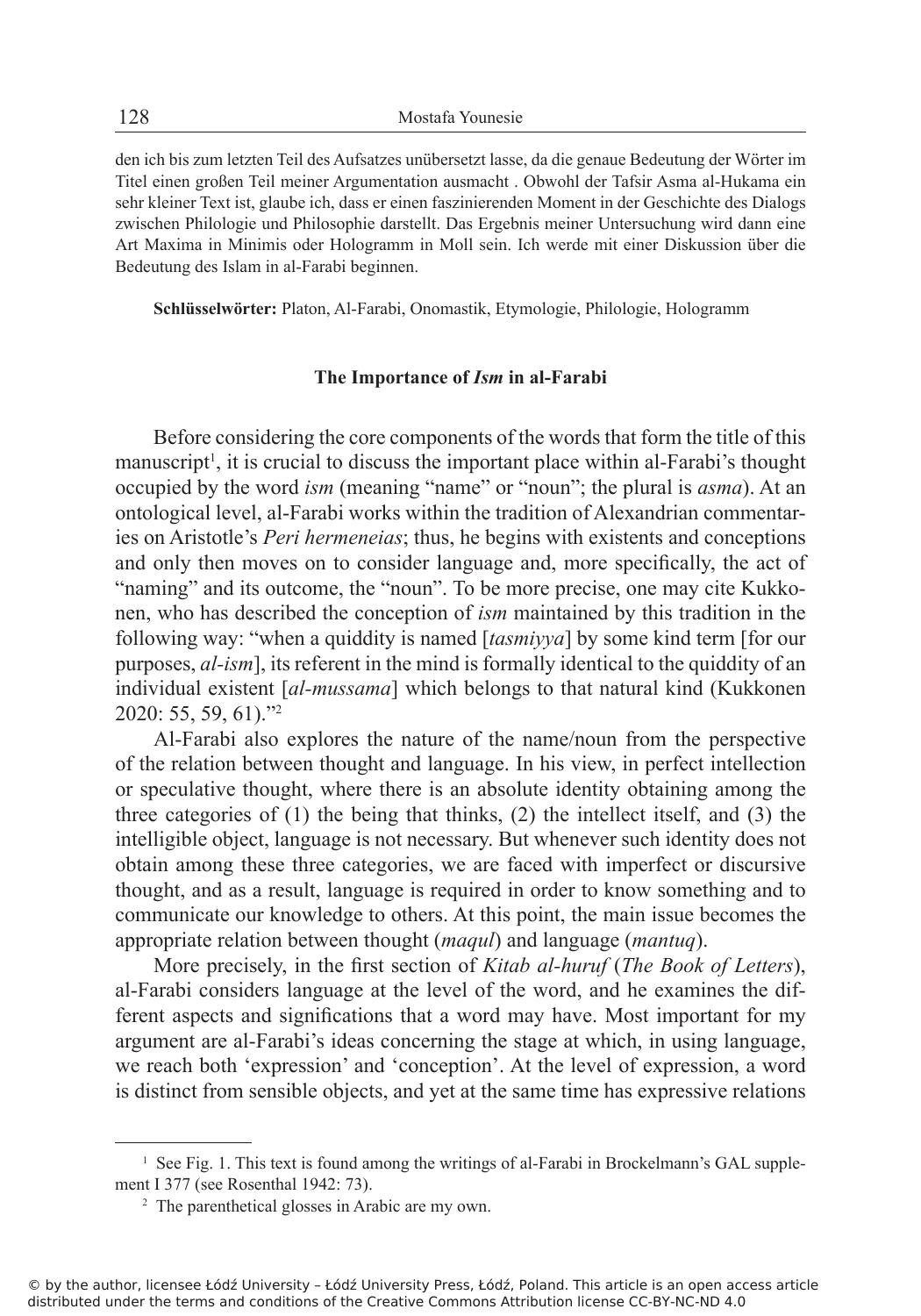den ich bis zum letzten Teil des Aufsatzes unübersetzt lasse, da die genaue Bedeutung der Wörter im Titel einen großen Teil meiner Argumentation ausmacht . Obwohl der Tafsir Asma al-Hukama ein sehr kleiner Text ist, glaube ich, dass er einen faszinierenden Moment in der Geschichte des Dialogs zwischen Philologie und Philosophie darstellt. Das Ergebnis meiner Untersuchung wird dann eine Art Maxima in Minimis oder Hologramm in Moll sein. Ich werde mit einer Diskussion über die Bedeutung des Islam in al-Farabi beginnen.

**Schlüsselwörter:** Platon, Al-Farabi, Onomastik, Etymologie, Philologie, Hologramm

## The Importance of *Ism* in al-Farabi

Before considering the core components of the words that form the title of this manuscript[1], it is crucial to discuss the important place within al-Farabi's thought occupied by the word *ism* (meaning "name" or "noun"; the plural is *asma*). At an ontological level, al-Farabi works within the tradition of Alexandrian commentaries on Aristotle's *Peri hermeneias*; thus, he begins with existents and conceptions and only then moves on to consider language and, more specifically, the act of "naming" and its outcome, the "noun". To be more precise, one may cite Kukkonen, who has described the conception of *ism* maintained by this tradition in the following way: "when a quiddity is named [*tasmiyya*] by some kind term [for our purposes, *al-ism*], its referent in the mind is formally identical to the quiddity of an individual existent [*al-mussama*] which belongs to that natural kind (Kukkonen 2020: 55, 59, 61)."[2]

Al-Farabi also explores the nature of the name/noun from the perspective of the relation between thought and language. In his view, in perfect intellection or speculative thought, where there is an absolute identity obtaining among the three categories of (1) the being that thinks, (2) the intellect itself, and (3) the intelligible object, language is not necessary. But whenever such identity does not obtain among these three categories, we are faced with imperfect or discursive thought, and as a result, language is required in order to know something and to communicate our knowledge to others. At this point, the main issue becomes the appropriate relation between thought (*maqul*) and language (*mantuq*).

More precisely, in the first section of *Kitab al-huruf* (*The Book of Letters*), al-Farabi considers language at the level of the word, and he examines the different aspects and significations that a word may have. Most important for my argument are al-Farabi's ideas concerning the stage at which, in using language, we reach both 'expression' and 'conception'. At the level of expression, a word is distinct from sensible objects, and yet at the same time has expressive relations

---

[1] See Fig. 1. This text is found among the writings of al-Farabi in Brockelmann's GAL supplement I 377 (see Rosenthal 1942: 73).

[2] The parenthetical glosses in Arabic are my own.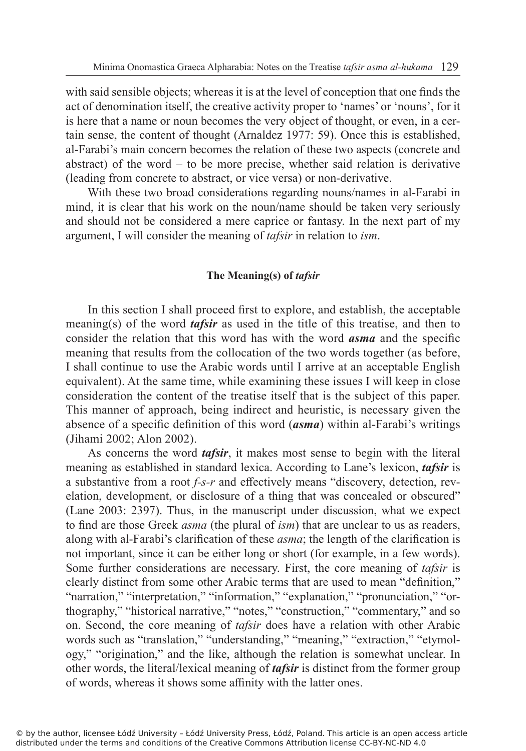with said sensible objects; whereas it is at the level of conception that one finds the act of denomination itself, the creative activity proper to 'names' or 'nouns', for it is here that a name or noun becomes the very object of thought, or even, in a certain sense, the content of thought (Arnaldez 1977: 59). Once this is established, al-Farabi's main concern becomes the relation of these two aspects (concrete and abstract) of the word – to be more precise, whether said relation is derivative (leading from concrete to abstract, or vice versa) or non-derivative.

With these two broad considerations regarding nouns/names in al-Farabi in mind, it is clear that his work on the noun/name should be taken very seriously and should not be considered a mere caprice or fantasy. In the next part of my argument, I will consider the meaning of *tafsir* in relation to *ism*.

### The Meaning(s) of *tafsir*

In this section I shall proceed first to explore, and establish, the acceptable meaning(s) of the word ***tafsir*** as used in the title of this treatise, and then to consider the relation that this word has with the word ***asma*** and the specific meaning that results from the collocation of the two words together (as before, I shall continue to use the Arabic words until I arrive at an acceptable English equivalent). At the same time, while examining these issues I will keep in close consideration the content of the treatise itself that is the subject of this paper. This manner of approach, being indirect and heuristic, is necessary given the absence of a specific definition of this word (***asma***) within al-Farabi's writings (Jihami 2002; Alon 2002).

As concerns the word ***tafsir***, it makes most sense to begin with the literal meaning as established in standard lexica. According to Lane's lexicon, ***tafsir*** is a substantive from a root *f-s-r* and effectively means "discovery, detection, revelation, development, or disclosure of a thing that was concealed or obscured" (Lane 2003: 2397). Thus, in the manuscript under discussion, what we expect to find are those Greek *asma* (the plural of *ism*) that are unclear to us as readers, along with al-Farabi's clarification of these *asma*; the length of the clarification is not important, since it can be either long or short (for example, in a few words). Some further considerations are necessary. First, the core meaning of *tafsir* is clearly distinct from some other Arabic terms that are used to mean "definition," "narration," "interpretation," "information," "explanation," "pronunciation," "orthography," "historical narrative," "notes," "construction," "commentary," and so on. Second, the core meaning of *tafsir* does have a relation with other Arabic words such as "translation," "understanding," "meaning," "extraction," "etymology," "origination," and the like, although the relation is somewhat unclear. In other words, the literal/lexical meaning of ***tafsir*** is distinct from the former group of words, whereas it shows some affinity with the latter ones.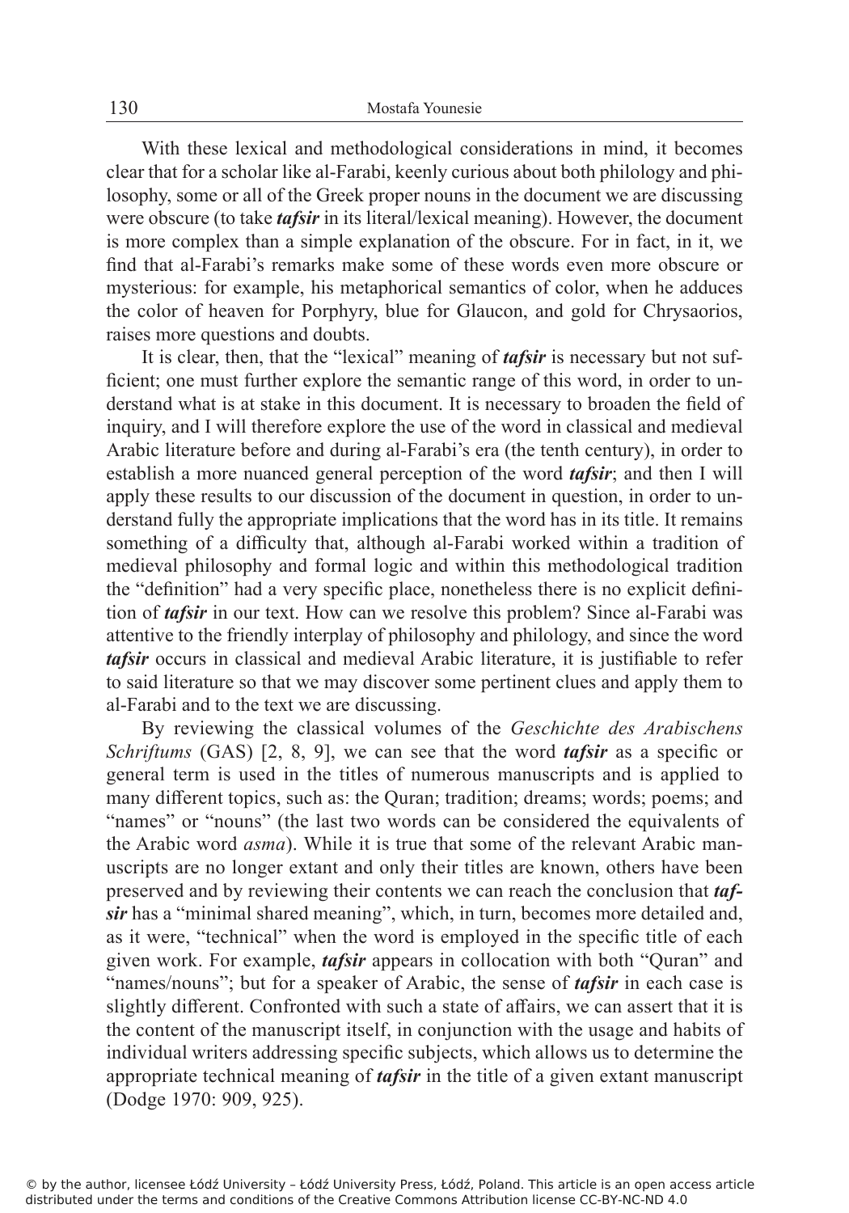With these lexical and methodological considerations in mind, it becomes clear that for a scholar like al-Farabi, keenly curious about both philology and philosophy, some or all of the Greek proper nouns in the document we are discussing were obscure (to take ***tafsir*** in its literal/lexical meaning). However, the document is more complex than a simple explanation of the obscure. For in fact, in it, we find that al-Farabi's remarks make some of these words even more obscure or mysterious: for example, his metaphorical semantics of color, when he adduces the color of heaven for Porphyry, blue for Glaucon, and gold for Chrysaorios, raises more questions and doubts.

It is clear, then, that the "lexical" meaning of ***tafsir*** is necessary but not sufficient; one must further explore the semantic range of this word, in order to understand what is at stake in this document. It is necessary to broaden the field of inquiry, and I will therefore explore the use of the word in classical and medieval Arabic literature before and during al-Farabi's era (the tenth century), in order to establish a more nuanced general perception of the word ***tafsir***; and then I will apply these results to our discussion of the document in question, in order to understand fully the appropriate implications that the word has in its title. It remains something of a difficulty that, although al-Farabi worked within a tradition of medieval philosophy and formal logic and within this methodological tradition the "definition" had a very specific place, nonetheless there is no explicit definition of ***tafsir*** in our text. How can we resolve this problem? Since al-Farabi was attentive to the friendly interplay of philosophy and philology, and since the word ***tafsir*** occurs in classical and medieval Arabic literature, it is justifiable to refer to said literature so that we may discover some pertinent clues and apply them to al-Farabi and to the text we are discussing.

By reviewing the classical volumes of the *Geschichte des Arabischens Schriftums* (GAS) [2, 8, 9], we can see that the word ***tafsir*** as a specific or general term is used in the titles of numerous manuscripts and is applied to many different topics, such as: the Quran; tradition; dreams; words; poems; and "names" or "nouns" (the last two words can be considered the equivalents of the Arabic word *asma*). While it is true that some of the relevant Arabic manuscripts are no longer extant and only their titles are known, others have been preserved and by reviewing their contents we can reach the conclusion that ***tafsir*** has a "minimal shared meaning", which, in turn, becomes more detailed and, as it were, "technical" when the word is employed in the specific title of each given work. For example, ***tafsir*** appears in collocation with both "Quran" and "names/nouns"; but for a speaker of Arabic, the sense of ***tafsir*** in each case is slightly different. Confronted with such a state of affairs, we can assert that it is the content of the manuscript itself, in conjunction with the usage and habits of individual writers addressing specific subjects, which allows us to determine the appropriate technical meaning of ***tafsir*** in the title of a given extant manuscript (Dodge 1970: 909, 925).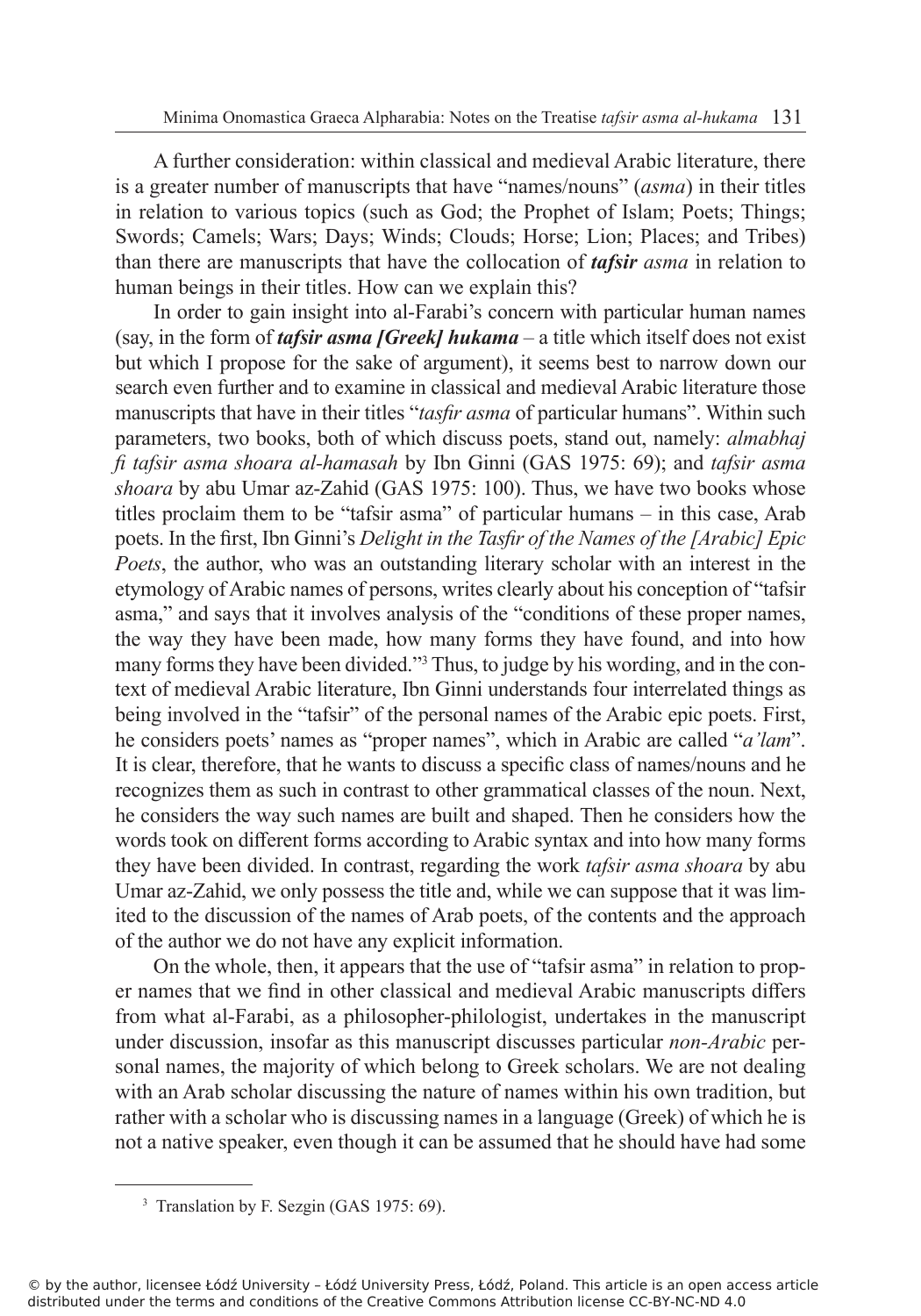A further consideration: within classical and medieval Arabic literature, there is a greater number of manuscripts that have "names/nouns" (*asma*) in their titles in relation to various topics (such as God; the Prophet of Islam; Poets; Things; Swords; Camels; Wars; Days; Winds; Clouds; Horse; Lion; Places; and Tribes) than there are manuscripts that have the collocation of ***tafsir** asma* in relation to human beings in their titles. How can we explain this?

In order to gain insight into al-Farabi's concern with particular human names (say, in the form of ***tafsir asma [Greek] hukama*** – a title which itself does not exist but which I propose for the sake of argument), it seems best to narrow down our search even further and to examine in classical and medieval Arabic literature those manuscripts that have in their titles "*tasfir asma* of particular humans". Within such parameters, two books, both of which discuss poets, stand out, namely: *almabhaj fi tafsir asma shoara al-hamasah* by Ibn Ginni (GAS 1975: 69); and *tafsir asma shoara* by abu Umar az-Zahid (GAS 1975: 100). Thus, we have two books whose titles proclaim them to be "tafsir asma" of particular humans – in this case, Arab poets. In the first, Ibn Ginni's *Delight in the Tasfir of the Names of the [Arabic] Epic Poets*, the author, who was an outstanding literary scholar with an interest in the etymology of Arabic names of persons, writes clearly about his conception of "tafsir asma," and says that it involves analysis of the "conditions of these proper names, the way they have been made, how many forms they have found, and into how many forms they have been divided."[3] Thus, to judge by his wording, and in the context of medieval Arabic literature, Ibn Ginni understands four interrelated things as being involved in the "tafsir" of the personal names of the Arabic epic poets. First, he considers poets' names as "proper names", which in Arabic are called "*a'lam*". It is clear, therefore, that he wants to discuss a specific class of names/nouns and he recognizes them as such in contrast to other grammatical classes of the noun. Next, he considers the way such names are built and shaped. Then he considers how the words took on different forms according to Arabic syntax and into how many forms they have been divided. In contrast, regarding the work *tafsir asma shoara* by abu Umar az-Zahid, we only possess the title and, while we can suppose that it was limited to the discussion of the names of Arab poets, of the contents and the approach of the author we do not have any explicit information.

On the whole, then, it appears that the use of "tafsir asma" in relation to proper names that we find in other classical and medieval Arabic manuscripts differs from what al-Farabi, as a philosopher-philologist, undertakes in the manuscript under discussion, insofar as this manuscript discusses particular *non-Arabic* personal names, the majority of which belong to Greek scholars. We are not dealing with an Arab scholar discussing the nature of names within his own tradition, but rather with a scholar who is discussing names in a language (Greek) of which he is not a native speaker, even though it can be assumed that he should have had some

---

[3] Translation by F. Sezgin (GAS 1975: 69).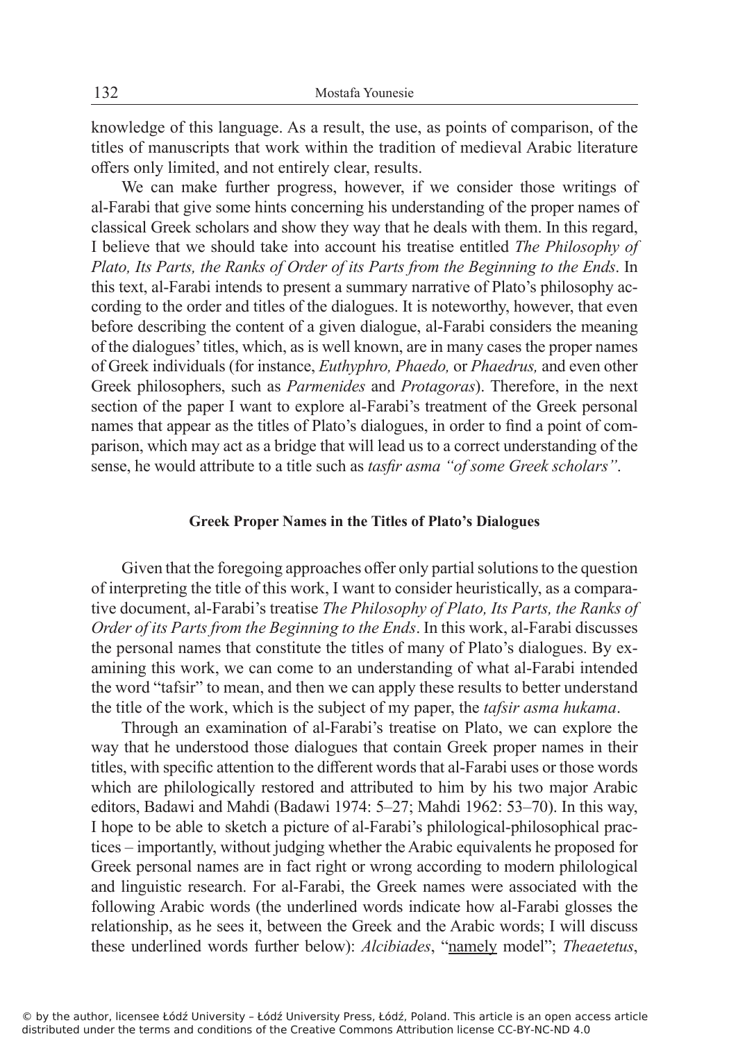knowledge of this language. As a result, the use, as points of comparison, of the titles of manuscripts that work within the tradition of medieval Arabic literature offers only limited, and not entirely clear, results.

We can make further progress, however, if we consider those writings of al-Farabi that give some hints concerning his understanding of the proper names of classical Greek scholars and show they way that he deals with them. In this regard, I believe that we should take into account his treatise entitled *The Philosophy of Plato, Its Parts, the Ranks of Order of its Parts from the Beginning to the Ends*. In this text, al-Farabi intends to present a summary narrative of Plato's philosophy according to the order and titles of the dialogues. It is noteworthy, however, that even before describing the content of a given dialogue, al-Farabi considers the meaning of the dialogues' titles, which, as is well known, are in many cases the proper names of Greek individuals (for instance, *Euthyphro, Phaedo,* or *Phaedrus,* and even other Greek philosophers, such as *Parmenides* and *Protagoras*). Therefore, in the next section of the paper I want to explore al-Farabi's treatment of the Greek personal names that appear as the titles of Plato's dialogues, in order to find a point of comparison, which may act as a bridge that will lead us to a correct understanding of the sense, he would attribute to a title such as *tasfir asma "of some Greek scholars"*.

### Greek Proper Names in the Titles of Plato's Dialogues

Given that the foregoing approaches offer only partial solutions to the question of interpreting the title of this work, I want to consider heuristically, as a comparative document, al-Farabi's treatise *The Philosophy of Plato, Its Parts, the Ranks of Order of its Parts from the Beginning to the Ends*. In this work, al-Farabi discusses the personal names that constitute the titles of many of Plato's dialogues. By examining this work, we can come to an understanding of what al-Farabi intended the word "tafsir" to mean, and then we can apply these results to better understand the title of the work, which is the subject of my paper, the *tafsir asma hukama*.

Through an examination of al-Farabi's treatise on Plato, we can explore the way that he understood those dialogues that contain Greek proper names in their titles, with specific attention to the different words that al-Farabi uses or those words which are philologically restored and attributed to him by his two major Arabic editors, Badawi and Mahdi (Badawi 1974: 5–27; Mahdi 1962: 53–70). In this way, I hope to be able to sketch a picture of al-Farabi's philological-philosophical practices – importantly, without judging whether the Arabic equivalents he proposed for Greek personal names are in fact right or wrong according to modern philological and linguistic research. For al-Farabi, the Greek names were associated with the following Arabic words (the underlined words indicate how al-Farabi glosses the relationship, as he sees it, between the Greek and the Arabic words; I will discuss these underlined words further below): *Alcibiades*, "<u>namely</u> model"; *Theaetetus*,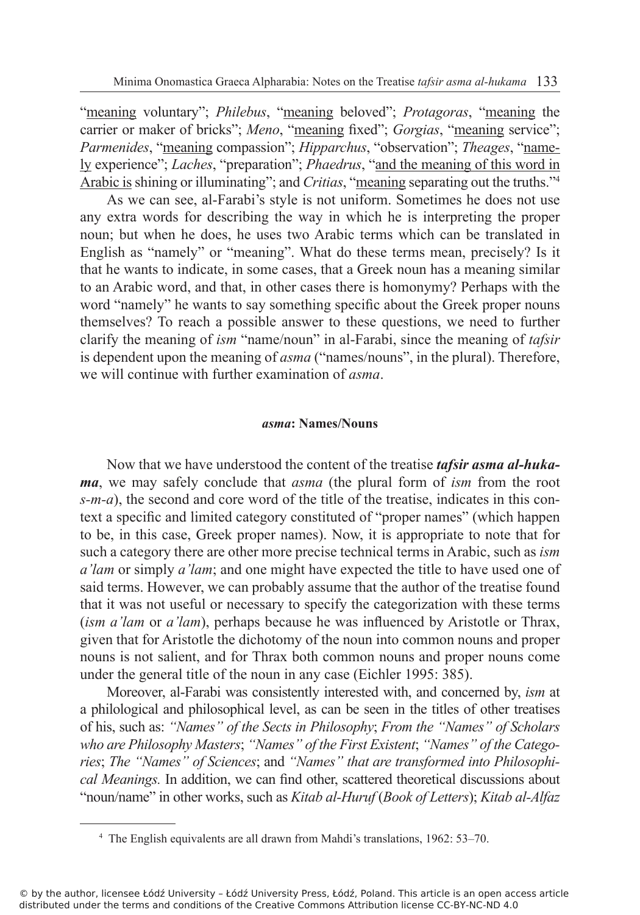"meaning voluntary"; *Philebus*, "meaning beloved"; *Protagoras*, "meaning the carrier or maker of bricks"; *Meno*, "meaning fixed"; *Gorgias*, "meaning service"; *Parmenides*, "meaning compassion"; *Hipparchus*, "observation"; *Theages*, "namely experience"; *Laches*, "preparation"; *Phaedrus*, "and the meaning of this word in Arabic is shining or illuminating"; and *Critias*, "meaning separating out the truths."[4]

As we can see, al-Farabi's style is not uniform. Sometimes he does not use any extra words for describing the way in which he is interpreting the proper noun; but when he does, he uses two Arabic terms which can be translated in English as "namely" or "meaning". What do these terms mean, precisely? Is it that he wants to indicate, in some cases, that a Greek noun has a meaning similar to an Arabic word, and that, in other cases there is homonymy? Perhaps with the word "namely" he wants to say something specific about the Greek proper nouns themselves? To reach a possible answer to these questions, we need to further clarify the meaning of *ism* "name/noun" in al-Farabi, since the meaning of *tafsir* is dependent upon the meaning of *asma* ("names/nouns", in the plural). Therefore, we will continue with further examination of *asma*.

### *asma*: Names/Nouns

Now that we have understood the content of the treatise ***tafsir asma al-hukama***, we may safely conclude that *asma* (the plural form of *ism* from the root *s-m-a*), the second and core word of the title of the treatise, indicates in this context a specific and limited category constituted of "proper names" (which happen to be, in this case, Greek proper names). Now, it is appropriate to note that for such a category there are other more precise technical terms in Arabic, such as *ism a'lam* or simply *a'lam*; and one might have expected the title to have used one of said terms. However, we can probably assume that the author of the treatise found that it was not useful or necessary to specify the categorization with these terms (*ism a'lam* or *a'lam*), perhaps because he was influenced by Aristotle or Thrax, given that for Aristotle the dichotomy of the noun into common nouns and proper nouns is not salient, and for Thrax both common nouns and proper nouns come under the general title of the noun in any case (Eichler 1995: 385).

Moreover, al-Farabi was consistently interested with, and concerned by, *ism* at a philological and philosophical level, as can be seen in the titles of other treatises of his, such as: *"Names" of the Sects in Philosophy*; *From the "Names" of Scholars who are Philosophy Masters*; *"Names" of the First Existent*; *"Names" of the Categories*; *The "Names" of Sciences*; and *"Names" that are transformed into Philosophical Meanings.* In addition, we can find other, scattered theoretical discussions about "noun/name" in other works, such as *Kitab al-Huruf* (*Book of Letters*); *Kitab al-Alfaz*

[4] The English equivalents are all drawn from Mahdi's translations, 1962: 53–70.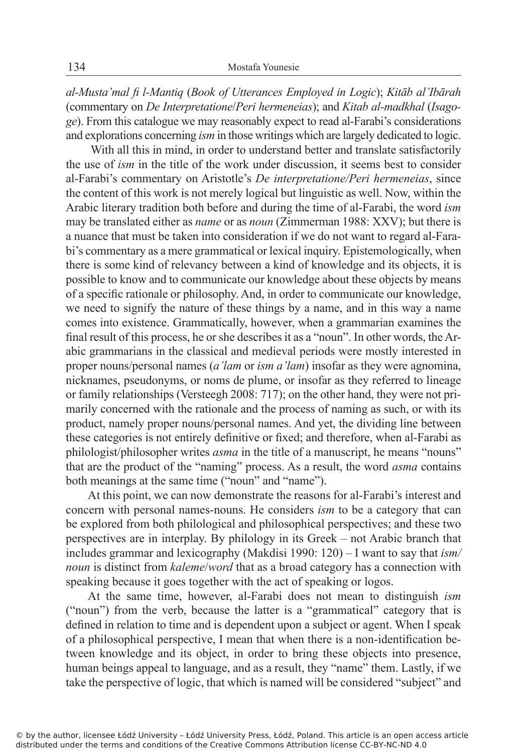*al-Musta'mal fi l-Mantiq* (*Book of Utterances Employed in Logic*); *Kitāb al'Ibārah* (commentary on *De Interpretatione*/*Peri hermeneias*); and *Kitab al-madkhal* (*Isagoge*). From this catalogue we may reasonably expect to read al-Farabi's considerations and explorations concerning *ism* in those writings which are largely dedicated to logic.

With all this in mind, in order to understand better and translate satisfactorily the use of *ism* in the title of the work under discussion, it seems best to consider al-Farabi's commentary on Aristotle's *De interpretatione/Peri hermeneias*, since the content of this work is not merely logical but linguistic as well. Now, within the Arabic literary tradition both before and during the time of al-Farabi, the word *ism* may be translated either as *name* or as *noun* (Zimmerman 1988: XXV); but there is a nuance that must be taken into consideration if we do not want to regard al-Farabi's commentary as a mere grammatical or lexical inquiry. Epistemologically, when there is some kind of relevancy between a kind of knowledge and its objects, it is possible to know and to communicate our knowledge about these objects by means of a specific rationale or philosophy. And, in order to communicate our knowledge, we need to signify the nature of these things by a name, and in this way a name comes into existence. Grammatically, however, when a grammarian examines the final result of this process, he or she describes it as a "noun". In other words, the Arabic grammarians in the classical and medieval periods were mostly interested in proper nouns/personal names (*a'lam* or *ism a'lam*) insofar as they were agnomina, nicknames, pseudonyms, or noms de plume, or insofar as they referred to lineage or family relationships (Versteegh 2008: 717); on the other hand, they were not primarily concerned with the rationale and the process of naming as such, or with its product, namely proper nouns/personal names. And yet, the dividing line between these categories is not entirely definitive or fixed; and therefore, when al-Farabi as philologist/philosopher writes *asma* in the title of a manuscript, he means "nouns" that are the product of the "naming" process. As a result, the word *asma* contains both meanings at the same time ("noun" and "name").

At this point, we can now demonstrate the reasons for al-Farabi's interest and concern with personal names-nouns. He considers *ism* to be a category that can be explored from both philological and philosophical perspectives; and these two perspectives are in interplay. By philology in its Greek – not Arabic branch that includes grammar and lexicography (Makdisi 1990: 120) – I want to say that *ism/noun* is distinct from *kaleme*/*word* that as a broad category has a connection with speaking because it goes together with the act of speaking or logos.

At the same time, however, al-Farabi does not mean to distinguish *ism* ("noun") from the verb, because the latter is a "grammatical" category that is defined in relation to time and is dependent upon a subject or agent. When I speak of a philosophical perspective, I mean that when there is a non-identification between knowledge and its object, in order to bring these objects into presence, human beings appeal to language, and as a result, they "name" them. Lastly, if we take the perspective of logic, that which is named will be considered "subject" and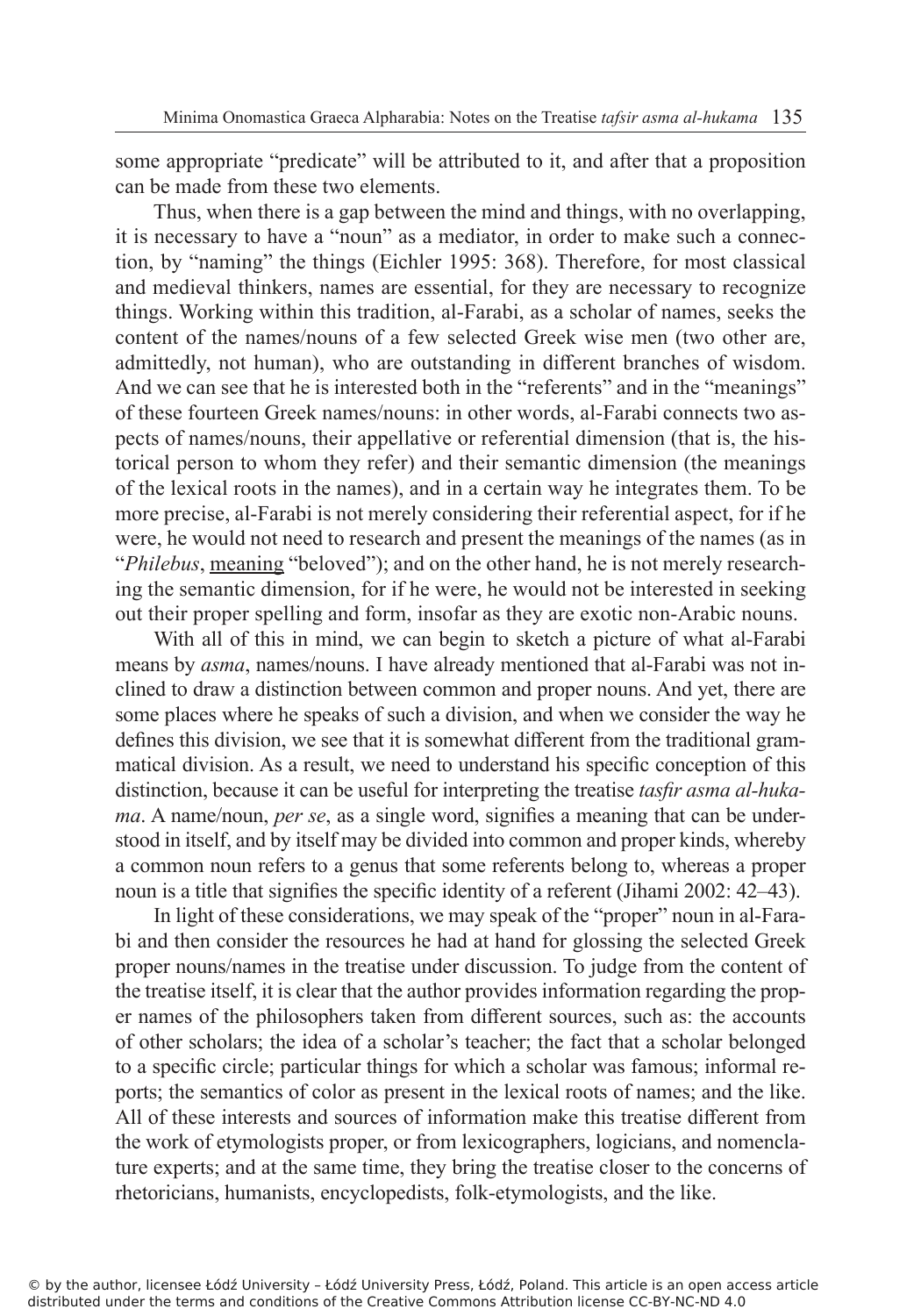some appropriate "predicate" will be attributed to it, and after that a proposition can be made from these two elements.

Thus, when there is a gap between the mind and things, with no overlapping, it is necessary to have a "noun" as a mediator, in order to make such a connection, by "naming" the things (Eichler 1995: 368). Therefore, for most classical and medieval thinkers, names are essential, for they are necessary to recognize things. Working within this tradition, al-Farabi, as a scholar of names, seeks the content of the names/nouns of a few selected Greek wise men (two other are, admittedly, not human), who are outstanding in different branches of wisdom. And we can see that he is interested both in the "referents" and in the "meanings" of these fourteen Greek names/nouns: in other words, al-Farabi connects two aspects of names/nouns, their appellative or referential dimension (that is, the historical person to whom they refer) and their semantic dimension (the meanings of the lexical roots in the names), and in a certain way he integrates them. To be more precise, al-Farabi is not merely considering their referential aspect, for if he were, he would not need to research and present the meanings of the names (as in "*Philebus*, meaning "beloved"); and on the other hand, he is not merely researching the semantic dimension, for if he were, he would not be interested in seeking out their proper spelling and form, insofar as they are exotic non-Arabic nouns.

With all of this in mind, we can begin to sketch a picture of what al-Farabi means by *asma*, names/nouns. I have already mentioned that al-Farabi was not inclined to draw a distinction between common and proper nouns. And yet, there are some places where he speaks of such a division, and when we consider the way he defines this division, we see that it is somewhat different from the traditional grammatical division. As a result, we need to understand his specific conception of this distinction, because it can be useful for interpreting the treatise *tasfir asma al-hukama*. A name/noun, *per se*, as a single word, signifies a meaning that can be understood in itself, and by itself may be divided into common and proper kinds, whereby a common noun refers to a genus that some referents belong to, whereas a proper noun is a title that signifies the specific identity of a referent (Jihami 2002: 42–43).

In light of these considerations, we may speak of the "proper" noun in al-Farabi and then consider the resources he had at hand for glossing the selected Greek proper nouns/names in the treatise under discussion. To judge from the content of the treatise itself, it is clear that the author provides information regarding the proper names of the philosophers taken from different sources, such as: the accounts of other scholars; the idea of a scholar's teacher; the fact that a scholar belonged to a specific circle; particular things for which a scholar was famous; informal reports; the semantics of color as present in the lexical roots of names; and the like. All of these interests and sources of information make this treatise different from the work of etymologists proper, or from lexicographers, logicians, and nomenclature experts; and at the same time, they bring the treatise closer to the concerns of rhetoricians, humanists, encyclopedists, folk-etymologists, and the like.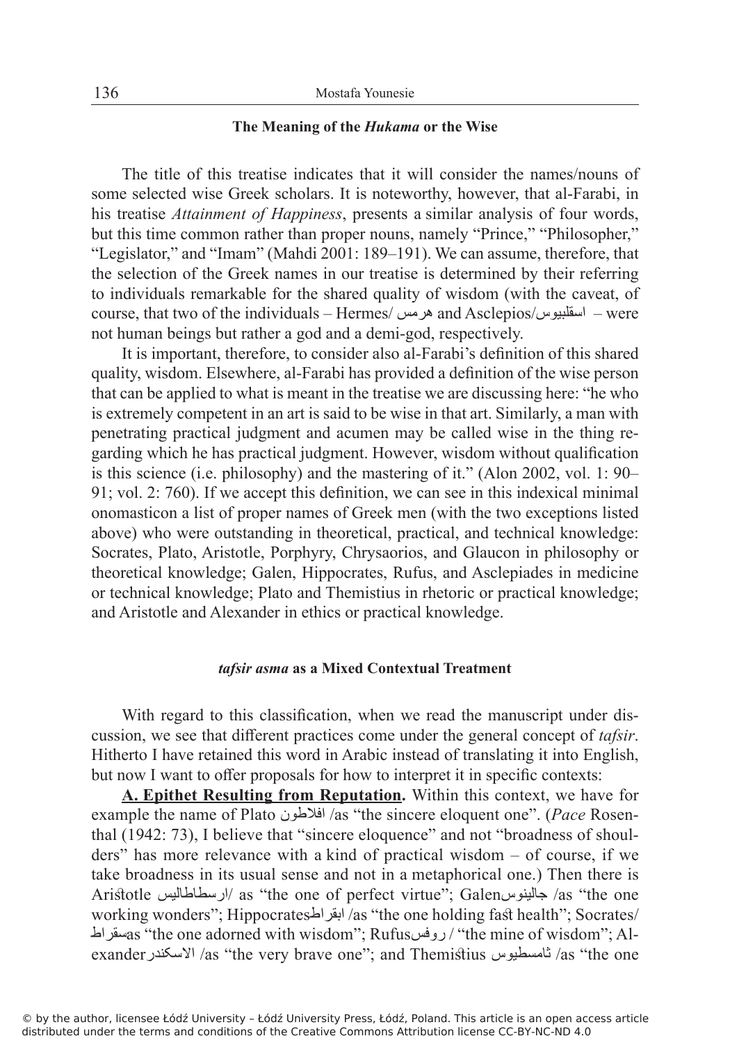### The Meaning of the *Hukama* or the Wise

The title of this treatise indicates that it will consider the names/nouns of some selected wise Greek scholars. It is noteworthy, however, that al-Farabi, in his treatise *Attainment of Happiness*, presents a similar analysis of four words, but this time common rather than proper nouns, namely "Prince," "Philosopher," "Legislator," and "Imam" (Mahdi 2001: 189–191). We can assume, therefore, that the selection of the Greek names in our treatise is determined by their referring to individuals remarkable for the shared quality of wisdom (with the caveat, of course, that two of the individuals – Hermes/ هرمس and Asclepios/اسقلبيوس – were not human beings but rather a god and a demi-god, respectively.

It is important, therefore, to consider also al-Farabi's definition of this shared quality, wisdom. Elsewhere, al-Farabi has provided a definition of the wise person that can be applied to what is meant in the treatise we are discussing here: "he who is extremely competent in an art is said to be wise in that art. Similarly, a man with penetrating practical judgment and acumen may be called wise in the thing regarding which he has practical judgment. However, wisdom without qualification is this science (i.e. philosophy) and the mastering of it." (Alon 2002, vol. 1: 90–91; vol. 2: 760). If we accept this definition, we can see in this indexical minimal onomasticon a list of proper names of Greek men (with the two exceptions listed above) who were outstanding in theoretical, practical, and technical knowledge: Socrates, Plato, Aristotle, Porphyry, Chrysaorios, and Glaucon in philosophy or theoretical knowledge; Galen, Hippocrates, Rufus, and Asclepiades in medicine or technical knowledge; Plato and Themistius in rhetoric or practical knowledge; and Aristotle and Alexander in ethics or practical knowledge.

### *tafsir asma* as a Mixed Contextual Treatment

With regard to this classification, when we read the manuscript under discussion, we see that different practices come under the general concept of *tafsir*. Hitherto I have retained this word in Arabic instead of translating it into English, but now I want to offer proposals for how to interpret it in specific contexts:

**A. Epithet Resulting from Reputation.** Within this context, we have for example the name of Plato افلاطون /as "the sincere eloquent one". (*Pace* Rosenthal (1942: 73), I believe that "sincere eloquence" and not "broadness of shoulders" has more relevance with a kind of practical wisdom – of course, if we take broadness in its usual sense and not in a metaphorical one.) Then there is Aristotle ارسطاطاليس/ as "the one of perfect virtue"; Galen جالينوس /as "the one working wonders"; Hippocrates ابقراط /as "the one holding fast health"; Socrates/ سقراط as "the one adorned with wisdom"; Rufus روفس / "the mine of wisdom"; Alexander الاسكندر /as "the very brave one"; and Themistius ثامسطيوس /as "the one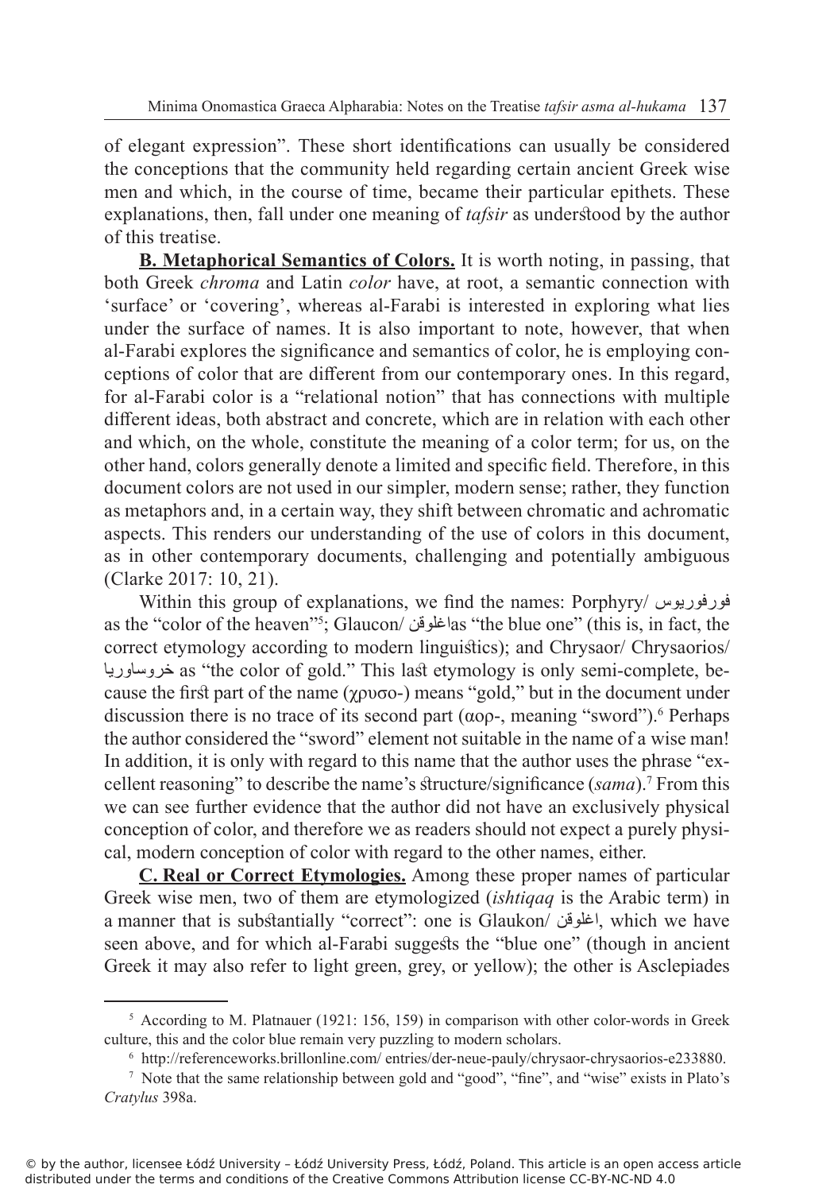of elegant expression". These short identifications can usually be considered the conceptions that the community held regarding certain ancient Greek wise men and which, in the course of time, became their particular epithets. These explanations, then, fall under one meaning of *tafsir* as understood by the author of this treatise.

**B. Metaphorical Semantics of Colors.** It is worth noting, in passing, that both Greek *chroma* and Latin *color* have, at root, a semantic connection with 'surface' or 'covering', whereas al-Farabi is interested in exploring what lies under the surface of names. It is also important to note, however, that when al-Farabi explores the significance and semantics of color, he is employing conceptions of color that are different from our contemporary ones. In this regard, for al-Farabi color is a "relational notion" that has connections with multiple different ideas, both abstract and concrete, which are in relation with each other and which, on the whole, constitute the meaning of a color term; for us, on the other hand, colors generally denote a limited and specific field. Therefore, in this document colors are not used in our simpler, modern sense; rather, they function as metaphors and, in a certain way, they shift between chromatic and achromatic aspects. This renders our understanding of the use of colors in this document, as in other contemporary documents, challenging and potentially ambiguous (Clarke 2017: 10, 21).

Within this group of explanations, we find the names: Porphyry/ فورفوريوس as the "color of the heaven"[5]; Glaucon/ اغلوقن as "the blue one" (this is, in fact, the correct etymology according to modern linguistics); and Chrysaor/ Chrysaorios/ خروساوريا as "the color of gold." This last etymology is only semi-complete, because the first part of the name (χρυσο-) means "gold," but in the document under discussion there is no trace of its second part (αορ-, meaning "sword").[6] Perhaps the author considered the "sword" element not suitable in the name of a wise man! In addition, it is only with regard to this name that the author uses the phrase "excellent reasoning" to describe the name's structure/significance (*sama*).[7] From this we can see further evidence that the author did not have an exclusively physical conception of color, and therefore we as readers should not expect a purely physical, modern conception of color with regard to the other names, either.

**C. Real or Correct Etymologies.** Among these proper names of particular Greek wise men, two of them are etymologized (*ishtiqaq* is the Arabic term) in a manner that is substantially "correct": one is Glaukon/ اغلوقن, which we have seen above, and for which al-Farabi suggests the "blue one" (though in ancient Greek it may also refer to light green, grey, or yellow); the other is Asclepiades

---

[5] According to M. Platnauer (1921: 156, 159) in comparison with other color-words in Greek culture, this and the color blue remain very puzzling to modern scholars.

[6] http://referenceworks.brillonline.com/ entries/der-neue-pauly/chrysaor-chrysaorios-e233880.

[7] Note that the same relationship between gold and "good", "fine", and "wise" exists in Plato's *Cratylus* 398a.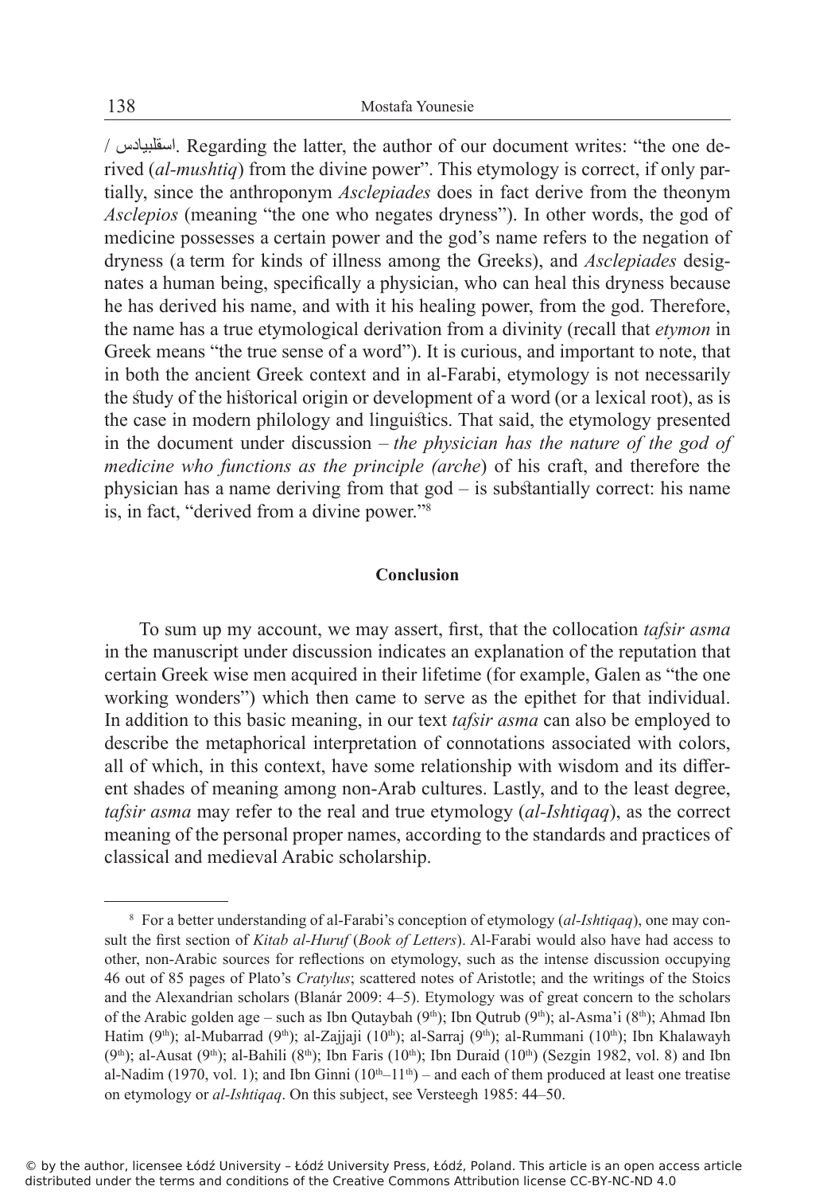/ اسقلبیادس. Regarding the latter, the author of our document writes: "the one derived (*al-mushtiq*) from the divine power". This etymology is correct, if only partially, since the anthroponym *Asclepiades* does in fact derive from the theonym *Asclepios* (meaning "the one who negates dryness"). In other words, the god of medicine possesses a certain power and the god's name refers to the negation of dryness (a term for kinds of illness among the Greeks), and *Asclepiades* designates a human being, specifically a physician, who can heal this dryness because he has derived his name, and with it his healing power, from the god. Therefore, the name has a true etymological derivation from a divinity (recall that *etymon* in Greek means "the true sense of a word"). It is curious, and important to note, that in both the ancient Greek context and in al-Farabi, etymology is not necessarily the study of the historical origin or development of a word (or a lexical root), as is the case in modern philology and linguistics. That said, the etymology presented in the document under discussion – *the physician has the nature of the god of medicine who functions as the principle (arche*) of his craft, and therefore the physician has a name deriving from that god – is substantially correct: his name is, in fact, "derived from a divine power."[8]

## Conclusion

To sum up my account, we may assert, first, that the collocation *tafsir asma* in the manuscript under discussion indicates an explanation of the reputation that certain Greek wise men acquired in their lifetime (for example, Galen as "the one working wonders") which then came to serve as the epithet for that individual. In addition to this basic meaning, in our text *tafsir asma* can also be employed to describe the metaphorical interpretation of connotations associated with colors, all of which, in this context, have some relationship with wisdom and its different shades of meaning among non-Arab cultures. Lastly, and to the least degree, *tafsir asma* may refer to the real and true etymology (*al-Ishtiqaq*), as the correct meaning of the personal proper names, according to the standards and practices of classical and medieval Arabic scholarship.

---

[8] For a better understanding of al-Farabi's conception of etymology (*al-Ishtiqaq*), one may consult the first section of *Kitab al-Huruf* (*Book of Letters*). Al-Farabi would also have had access to other, non-Arabic sources for reflections on etymology, such as the intense discussion occupying 46 out of 85 pages of Plato's *Cratylus*; scattered notes of Aristotle; and the writings of the Stoics and the Alexandrian scholars (Blanár 2009: 4–5). Etymology was of great concern to the scholars of the Arabic golden age – such as Ibn Qutaybah (9th); Ibn Qutrub (9th); al-Asma'i (8th); Ahmad Ibn Hatim (9th); al-Mubarrad (9th); al-Zajjaji (10th); al-Sarraj (9th); al-Rummani (10th); Ibn Khalawayh (9th); al-Ausat (9th); al-Bahili (8th); Ibn Faris (10th); Ibn Duraid (10th) (Sezgin 1982, vol. 8) and Ibn al-Nadim (1970, vol. 1); and Ibn Ginni (10th–11th) – and each of them produced at least one treatise on etymology or *al-Ishtiqaq*. On this subject, see Versteegh 1985: 44–50.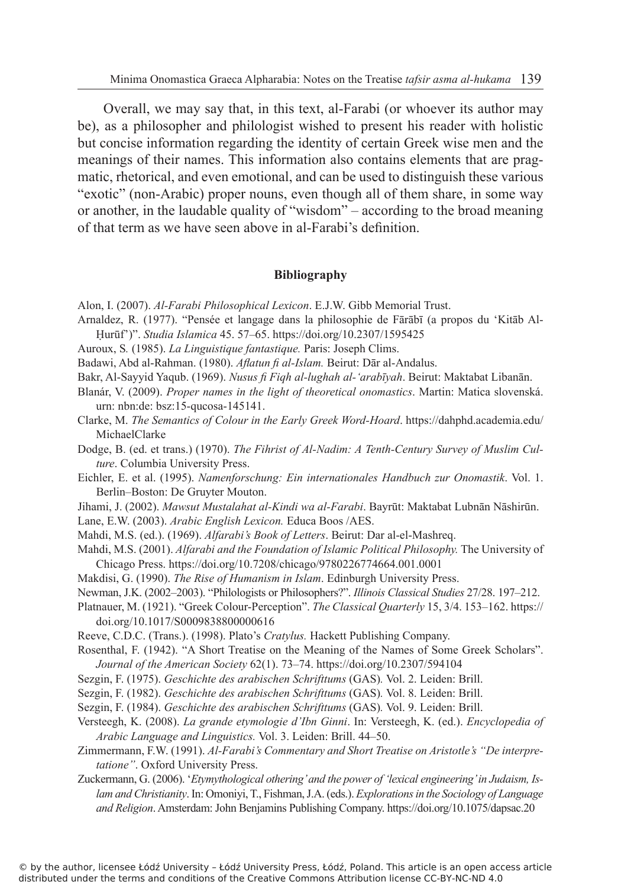Overall, we may say that, in this text, al-Farabi (or whoever its author may be), as a philosopher and philologist wished to present his reader with holistic but concise information regarding the identity of certain Greek wise men and the meanings of their names. This information also contains elements that are pragmatic, rhetorical, and even emotional, and can be used to distinguish these various "exotic" (non-Arabic) proper nouns, even though all of them share, in some way or another, in the laudable quality of "wisdom" – according to the broad meaning of that term as we have seen above in al-Farabi's definition.

## Bibliography

Alon, I. (2007). *Al-Farabi Philosophical Lexicon*. E.J.W. Gibb Memorial Trust.

Arnaldez, R. (1977). "Pensée et langage dans la philosophie de Fārābī (a propos du 'Kitāb Al-Ḥurūf')". *Studia Islamica* 45. 57–65. https://doi.org/10.2307/1595425

Auroux, S. (1985). *La Linguistique fantastique.* Paris: Joseph Clims.

Badawi, Abd al-Rahman. (1980). *Aflatun fi al-Islam.* Beirut: Dār al-Andalus.

Bakr, Al-Sayyid Yaqub. (1969). *Nusus fi Fiqh al-lughah al-'arabīyah*. Beirut: Maktabat Libanān.

Blanár, V. (2009). *Proper names in the light of theoretical onomastics*. Martin: Matica slovenská. urn: nbn:de: bsz:15-qucosa-145141.

Clarke, M. *The Semantics of Colour in the Early Greek Word-Hoard*. https://dahphd.academia.edu/MichaelClarke

Dodge, B. (ed. et trans.) (1970). *The Fihrist of Al-Nadim: A Tenth-Century Survey of Muslim Culture*. Columbia University Press.

Eichler, E. et al. (1995). *Namenforschung: Ein internationales Handbuch zur Onomastik*. Vol. 1. Berlin–Boston: De Gruyter Mouton.

Jihami, J. (2002). *Mawsut Mustalahat al-Kindi wa al-Farabi*. Bayrūt: Maktabat Lubnān Nāshirūn.

Lane, E.W. (2003). *Arabic English Lexicon.* Educa Boos /AES.

Mahdi, M.S. (ed.). (1969). *Alfarabi's Book of Letters*. Beirut: Dar al-el-Mashreq.

Mahdi, M.S. (2001). *Alfarabi and the Foundation of Islamic Political Philosophy.* The University of Chicago Press. https://doi.org/10.7208/chicago/9780226774664.001.0001

Makdisi, G. (1990). *The Rise of Humanism in Islam*. Edinburgh University Press.

Newman, J.K. (2002–2003). "Philologists or Philosophers?". *Illinois Classical Studies* 27/28. 197–212.

Platnauer, M. (1921). "Greek Colour-Perception". *The Classical Quarterly* 15, 3/4. 153–162. https://doi.org/10.1017/S0009838800000616

Reeve, C.D.C. (Trans.). (1998). Plato's *Cratylus.* Hackett Publishing Company.

Rosenthal, F. (1942). "A Short Treatise on the Meaning of the Names of Some Greek Scholars". *Journal of the American Society* 62(1). 73–74. https://doi.org/10.2307/594104

Sezgin, F. (1975). *Geschichte des arabischen Schrifttums* (GAS)*.* Vol. 2. Leiden: Brill.

Sezgin, F. (1982). *Geschichte des arabischen Schrifttums* (GAS)*.* Vol. 8. Leiden: Brill.

Sezgin, F. (1984). *Geschichte des arabischen Schrifttums* (GAS)*.* Vol. 9. Leiden: Brill.

Versteegh, K. (2008). *La grande etymologie d'Ibn Ginni*. In: Versteegh, K. (ed.). *Encyclopedia of Arabic Language and Linguistics.* Vol. 3. Leiden: Brill. 44–50.

Zimmermann, F.W. (1991). *Al-Farabi's Commentary and Short Treatise on Aristotle's "De interpretatione"*. Oxford University Press.

Zuckermann, G. (2006). '*Etymythological othering' and the power of 'lexical engineering' in Judaism, Islam and Christianity*. In: Omoniyi, T., Fishman, J.A. (eds.). *Explorations in the Sociology of Language and Religion*. Amsterdam: John Benjamins Publishing Company. https://doi.org/10.1075/dapsac.20

© by the author, licensee Łódź University – Łódź University Press, Łódź, Poland. This article is an open access article distributed under the terms and conditions of the Creative Commons Attribution license CC-BY-NC-ND 4.0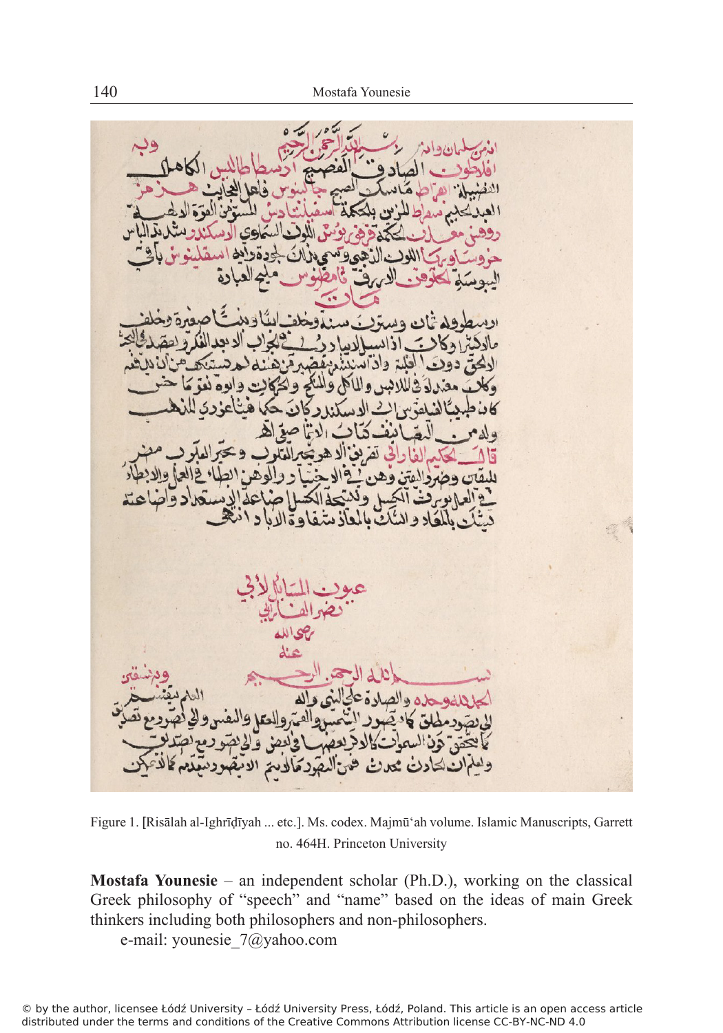Figure 1. [Risālah al-Ighrīḍīyah ... etc.]. Ms. codex. Majmūʻah volume. Islamic Manuscripts, Garrett no. 464H. Princeton University

**Mostafa Younesie** – an independent scholar (Ph.D.), working on the classical Greek philosophy of "speech" and "name" based on the ideas of main Greek thinkers including both philosophers and non-philosophers.

e-mail: younesie_7@yahoo.com

© by the author, licensee Łódź University – Łódź University Press, Łódź, Poland. This article is an open access article distributed under the terms and conditions of the Creative Commons Attribution license CC-BY-NC-ND 4.0